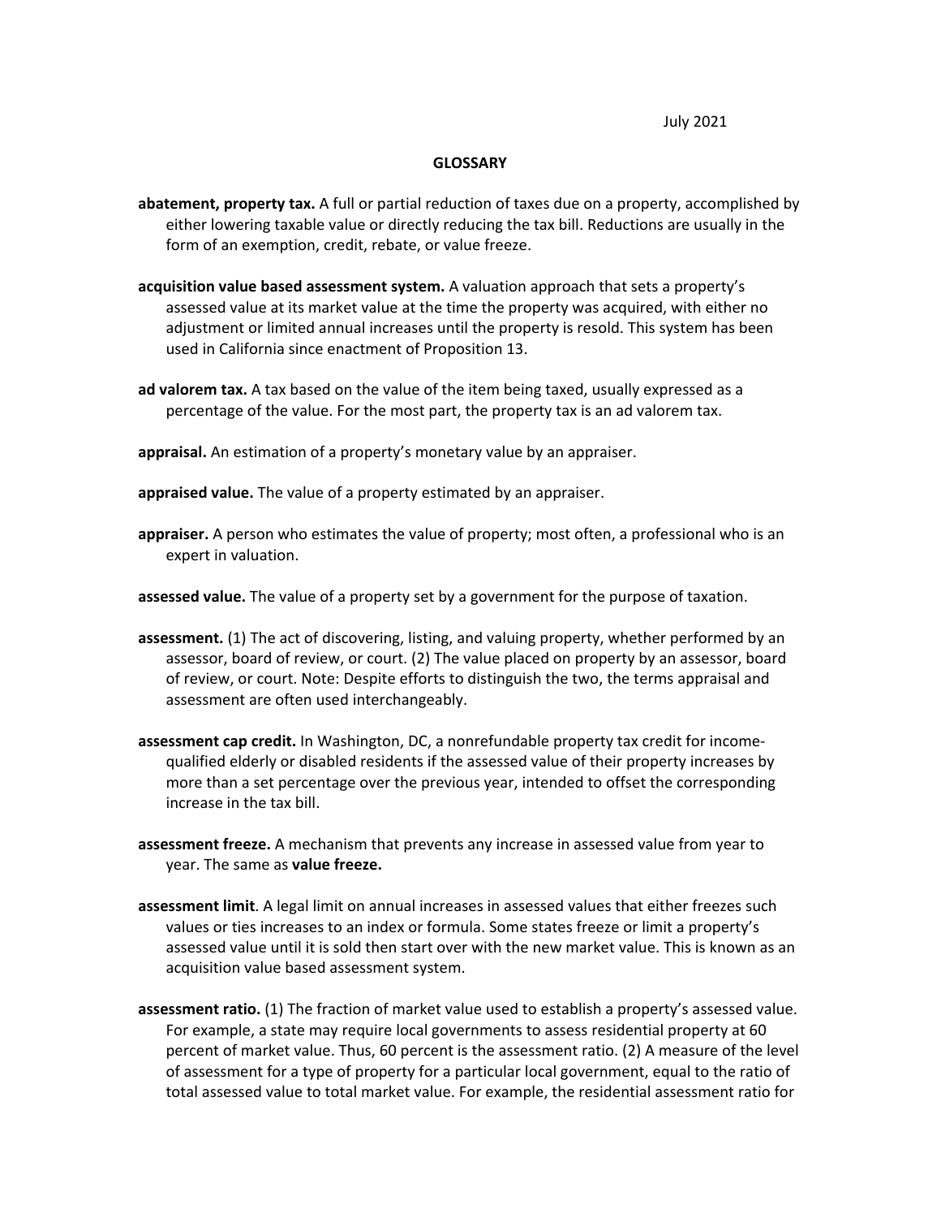July 2021

## GLOSSARY

**abatement, property tax.** A full or partial reduction of taxes due on a property, accomplished by either lowering taxable value or directly reducing the tax bill. Reductions are usually in the form of an exemption, credit, rebate, or value freeze.

**acquisition value based assessment system.** A valuation approach that sets a property's assessed value at its market value at the time the property was acquired, with either no adjustment or limited annual increases until the property is resold. This system has been used in California since enactment of Proposition 13.

**ad valorem tax.** A tax based on the value of the item being taxed, usually expressed as a percentage of the value. For the most part, the property tax is an ad valorem tax.

**appraisal.** An estimation of a property's monetary value by an appraiser.

**appraised value.** The value of a property estimated by an appraiser.

**appraiser.** A person who estimates the value of property; most often, a professional who is an expert in valuation.

**assessed value.** The value of a property set by a government for the purpose of taxation.

**assessment.** (1) The act of discovering, listing, and valuing property, whether performed by an assessor, board of review, or court. (2) The value placed on property by an assessor, board of review, or court. Note: Despite efforts to distinguish the two, the terms appraisal and assessment are often used interchangeably.

**assessment cap credit.** In Washington, DC, a nonrefundable property tax credit for income-qualified elderly or disabled residents if the assessed value of their property increases by more than a set percentage over the previous year, intended to offset the corresponding increase in the tax bill.

**assessment freeze.** A mechanism that prevents any increase in assessed value from year to year. The same as **value freeze.**

**assessment limit**. A legal limit on annual increases in assessed values that either freezes such values or ties increases to an index or formula. Some states freeze or limit a property's assessed value until it is sold then start over with the new market value. This is known as an acquisition value based assessment system.

**assessment ratio.** (1) The fraction of market value used to establish a property's assessed value. For example, a state may require local governments to assess residential property at 60 percent of market value. Thus, 60 percent is the assessment ratio. (2) A measure of the level of assessment for a type of property for a particular local government, equal to the ratio of total assessed value to total market value. For example, the residential assessment ratio for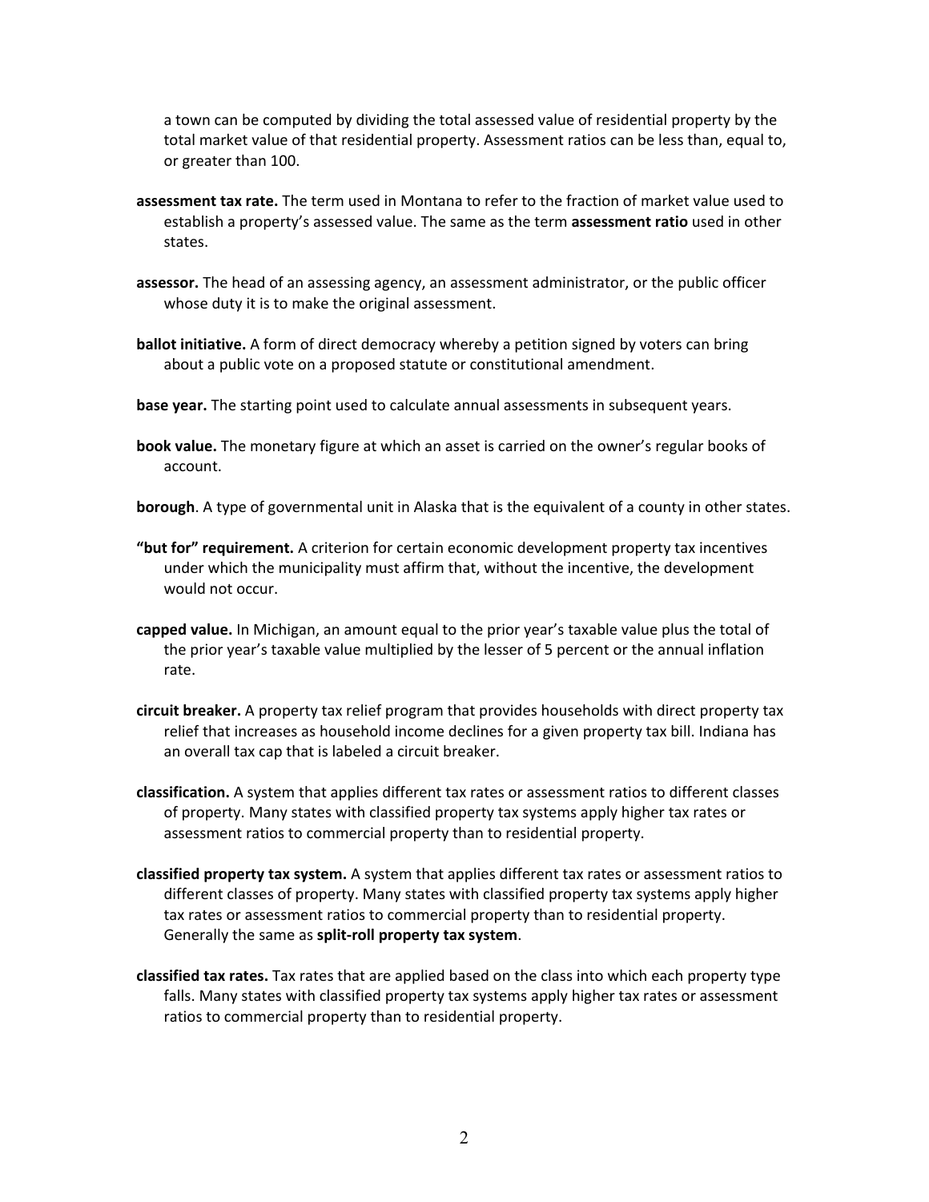a town can be computed by dividing the total assessed value of residential property by the total market value of that residential property. Assessment ratios can be less than, equal to, or greater than 100.

**assessment tax rate.** The term used in Montana to refer to the fraction of market value used to establish a property's assessed value. The same as the term **assessment ratio** used in other states.

**assessor.** The head of an assessing agency, an assessment administrator, or the public officer whose duty it is to make the original assessment.

**ballot initiative.** A form of direct democracy whereby a petition signed by voters can bring about a public vote on a proposed statute or constitutional amendment.

**base year.** The starting point used to calculate annual assessments in subsequent years.

**book value.** The monetary figure at which an asset is carried on the owner's regular books of account.

**borough**. A type of governmental unit in Alaska that is the equivalent of a county in other states.

**"but for" requirement.** A criterion for certain economic development property tax incentives under which the municipality must affirm that, without the incentive, the development would not occur.

**capped value.** In Michigan, an amount equal to the prior year's taxable value plus the total of the prior year's taxable value multiplied by the lesser of 5 percent or the annual inflation rate.

**circuit breaker.** A property tax relief program that provides households with direct property tax relief that increases as household income declines for a given property tax bill. Indiana has an overall tax cap that is labeled a circuit breaker.

**classification.** A system that applies different tax rates or assessment ratios to different classes of property. Many states with classified property tax systems apply higher tax rates or assessment ratios to commercial property than to residential property.

**classified property tax system.** A system that applies different tax rates or assessment ratios to different classes of property. Many states with classified property tax systems apply higher tax rates or assessment ratios to commercial property than to residential property. Generally the same as **split-roll property tax system**.

**classified tax rates.** Tax rates that are applied based on the class into which each property type falls. Many states with classified property tax systems apply higher tax rates or assessment ratios to commercial property than to residential property.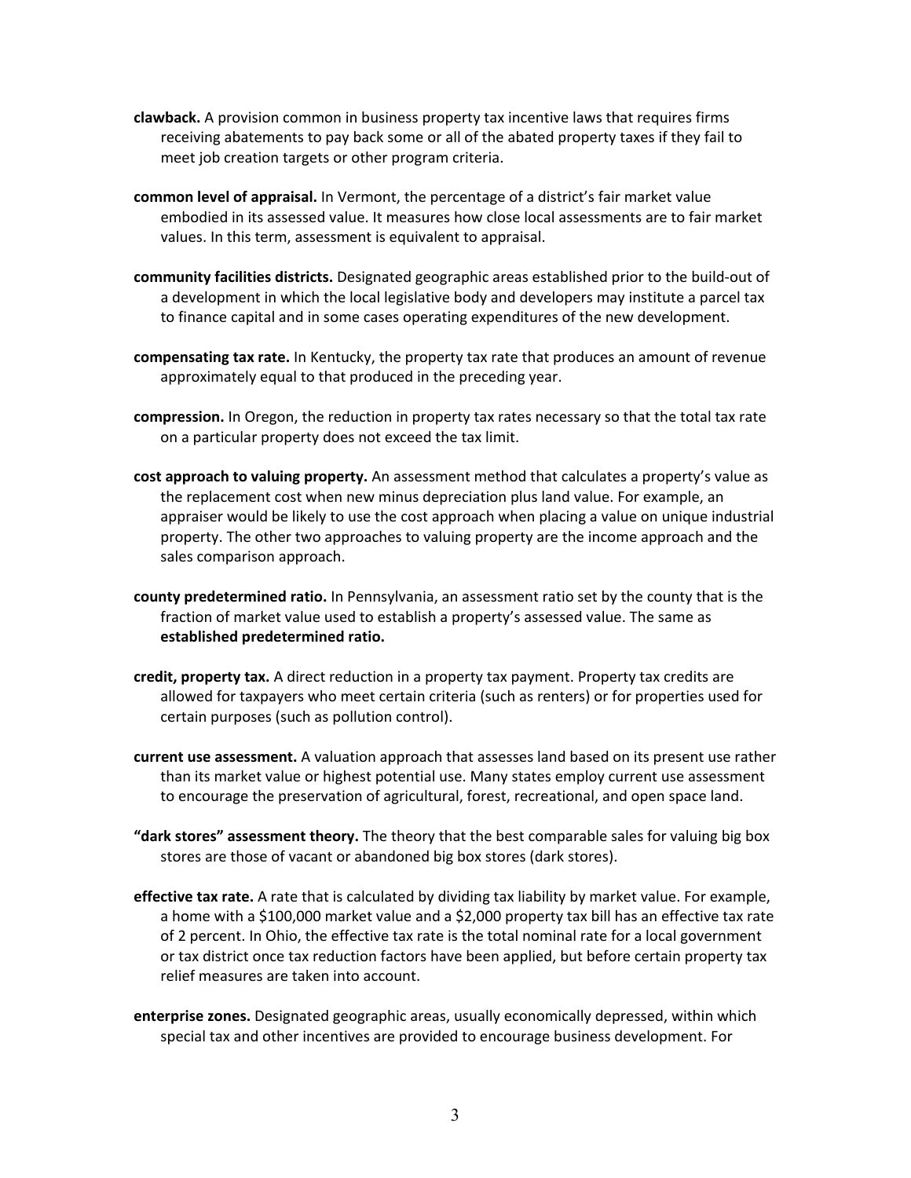**clawback.** A provision common in business property tax incentive laws that requires firms receiving abatements to pay back some or all of the abated property taxes if they fail to meet job creation targets or other program criteria.

**common level of appraisal.** In Vermont, the percentage of a district's fair market value embodied in its assessed value. It measures how close local assessments are to fair market values. In this term, assessment is equivalent to appraisal.

**community facilities districts.** Designated geographic areas established prior to the build-out of a development in which the local legislative body and developers may institute a parcel tax to finance capital and in some cases operating expenditures of the new development.

**compensating tax rate.** In Kentucky, the property tax rate that produces an amount of revenue approximately equal to that produced in the preceding year.

**compression.** In Oregon, the reduction in property tax rates necessary so that the total tax rate on a particular property does not exceed the tax limit.

**cost approach to valuing property.** An assessment method that calculates a property's value as the replacement cost when new minus depreciation plus land value. For example, an appraiser would be likely to use the cost approach when placing a value on unique industrial property. The other two approaches to valuing property are the income approach and the sales comparison approach.

**county predetermined ratio.** In Pennsylvania, an assessment ratio set by the county that is the fraction of market value used to establish a property's assessed value. The same as **established predetermined ratio.**

**credit, property tax.** A direct reduction in a property tax payment. Property tax credits are allowed for taxpayers who meet certain criteria (such as renters) or for properties used for certain purposes (such as pollution control).

**current use assessment.** A valuation approach that assesses land based on its present use rather than its market value or highest potential use. Many states employ current use assessment to encourage the preservation of agricultural, forest, recreational, and open space land.

**"dark stores" assessment theory.** The theory that the best comparable sales for valuing big box stores are those of vacant or abandoned big box stores (dark stores).

**effective tax rate.** A rate that is calculated by dividing tax liability by market value. For example, a home with a $100,000 market value and a $2,000 property tax bill has an effective tax rate of 2 percent. In Ohio, the effective tax rate is the total nominal rate for a local government or tax district once tax reduction factors have been applied, but before certain property tax relief measures are taken into account.

**enterprise zones.** Designated geographic areas, usually economically depressed, within which special tax and other incentives are provided to encourage business development. For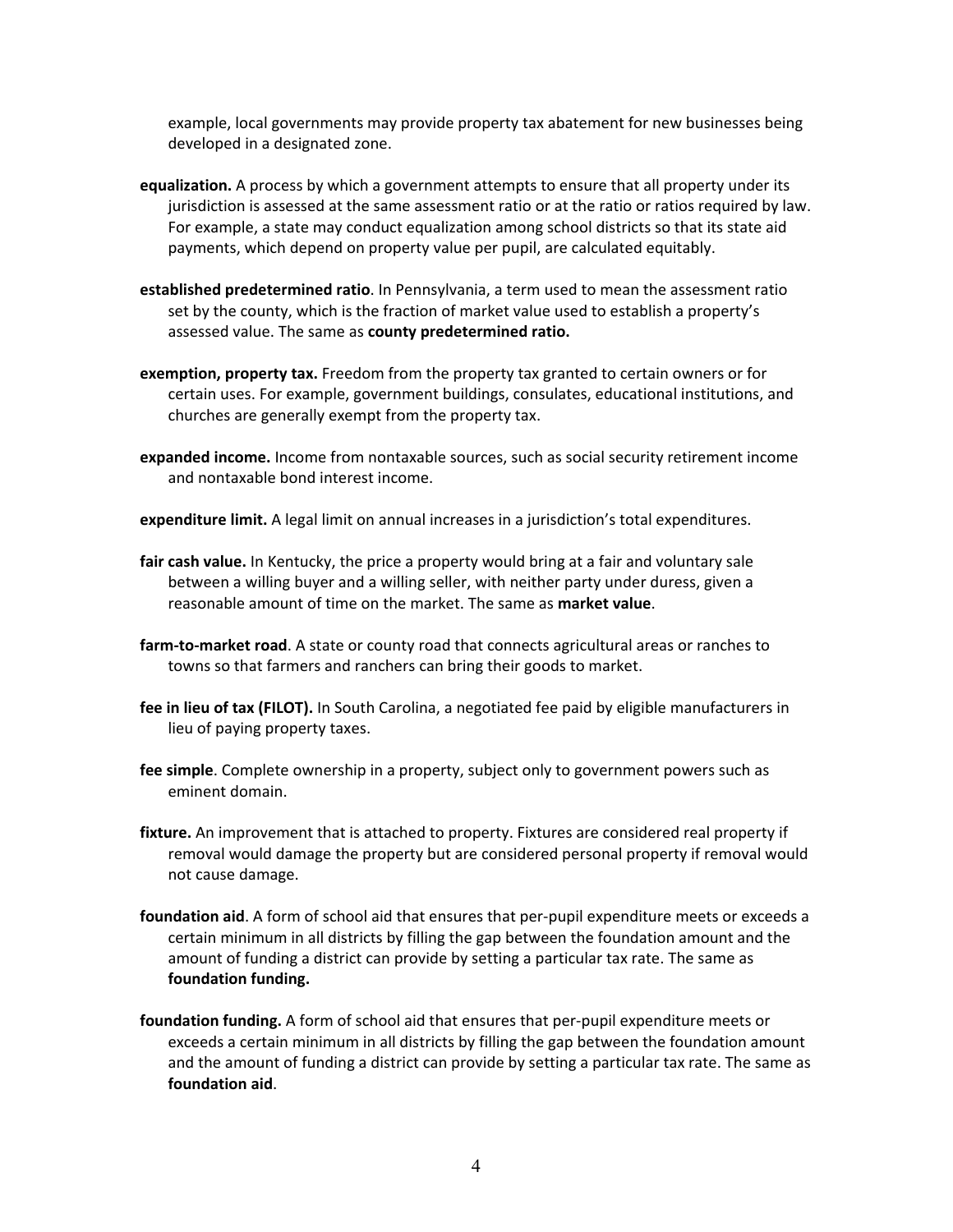example, local governments may provide property tax abatement for new businesses being developed in a designated zone.

**equalization.** A process by which a government attempts to ensure that all property under its jurisdiction is assessed at the same assessment ratio or at the ratio or ratios required by law. For example, a state may conduct equalization among school districts so that its state aid payments, which depend on property value per pupil, are calculated equitably.

**established predetermined ratio**. In Pennsylvania, a term used to mean the assessment ratio set by the county, which is the fraction of market value used to establish a property's assessed value. The same as **county predetermined ratio.**

**exemption, property tax.** Freedom from the property tax granted to certain owners or for certain uses. For example, government buildings, consulates, educational institutions, and churches are generally exempt from the property tax.

**expanded income.** Income from nontaxable sources, such as social security retirement income and nontaxable bond interest income.

**expenditure limit.** A legal limit on annual increases in a jurisdiction's total expenditures.

**fair cash value.** In Kentucky, the price a property would bring at a fair and voluntary sale between a willing buyer and a willing seller, with neither party under duress, given a reasonable amount of time on the market. The same as **market value**.

**farm-to-market road**. A state or county road that connects agricultural areas or ranches to towns so that farmers and ranchers can bring their goods to market.

**fee in lieu of tax (FILOT).** In South Carolina, a negotiated fee paid by eligible manufacturers in lieu of paying property taxes.

**fee simple**. Complete ownership in a property, subject only to government powers such as eminent domain.

**fixture.** An improvement that is attached to property. Fixtures are considered real property if removal would damage the property but are considered personal property if removal would not cause damage.

**foundation aid**. A form of school aid that ensures that per-pupil expenditure meets or exceeds a certain minimum in all districts by filling the gap between the foundation amount and the amount of funding a district can provide by setting a particular tax rate. The same as **foundation funding.**

**foundation funding.** A form of school aid that ensures that per-pupil expenditure meets or exceeds a certain minimum in all districts by filling the gap between the foundation amount and the amount of funding a district can provide by setting a particular tax rate. The same as **foundation aid**.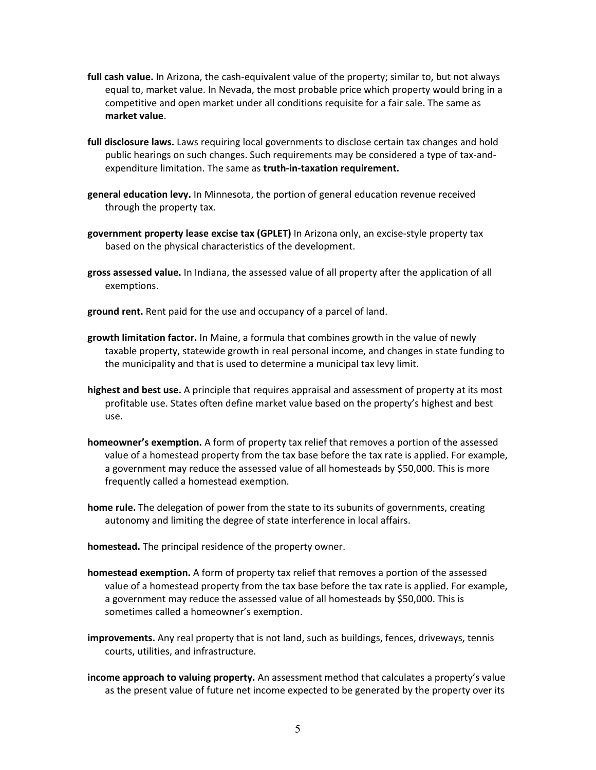**full cash value.** In Arizona, the cash-equivalent value of the property; similar to, but not always equal to, market value. In Nevada, the most probable price which property would bring in a competitive and open market under all conditions requisite for a fair sale. The same as **market value**.

**full disclosure laws.** Laws requiring local governments to disclose certain tax changes and hold public hearings on such changes. Such requirements may be considered a type of tax-and-expenditure limitation. The same as **truth-in-taxation requirement.**

**general education levy.** In Minnesota, the portion of general education revenue received through the property tax.

**government property lease excise tax (GPLET)** In Arizona only, an excise-style property tax based on the physical characteristics of the development.

**gross assessed value.** In Indiana, the assessed value of all property after the application of all exemptions.

**ground rent.** Rent paid for the use and occupancy of a parcel of land.

**growth limitation factor.** In Maine, a formula that combines growth in the value of newly taxable property, statewide growth in real personal income, and changes in state funding to the municipality and that is used to determine a municipal tax levy limit.

**highest and best use.** A principle that requires appraisal and assessment of property at its most profitable use. States often define market value based on the property's highest and best use.

**homeowner's exemption.** A form of property tax relief that removes a portion of the assessed value of a homestead property from the tax base before the tax rate is applied. For example, a government may reduce the assessed value of all homesteads by $50,000. This is more frequently called a homestead exemption.

**home rule.** The delegation of power from the state to its subunits of governments, creating autonomy and limiting the degree of state interference in local affairs.

**homestead.** The principal residence of the property owner.

**homestead exemption.** A form of property tax relief that removes a portion of the assessed value of a homestead property from the tax base before the tax rate is applied. For example, a government may reduce the assessed value of all homesteads by $50,000. This is sometimes called a homeowner's exemption.

**improvements.** Any real property that is not land, such as buildings, fences, driveways, tennis courts, utilities, and infrastructure.

**income approach to valuing property.** An assessment method that calculates a property's value as the present value of future net income expected to be generated by the property over its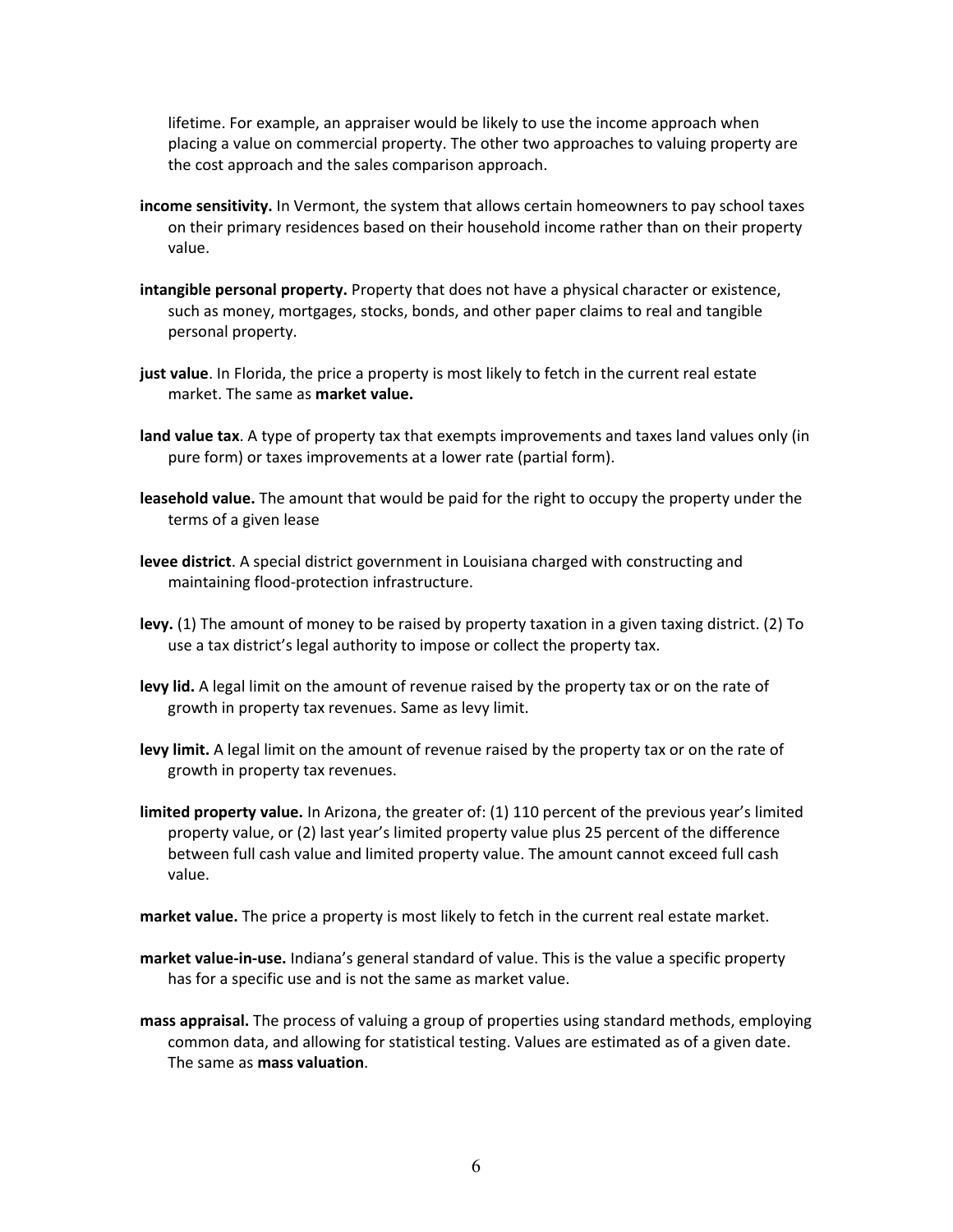lifetime. For example, an appraiser would be likely to use the income approach when placing a value on commercial property. The other two approaches to valuing property are the cost approach and the sales comparison approach.

**income sensitivity.** In Vermont, the system that allows certain homeowners to pay school taxes on their primary residences based on their household income rather than on their property value.

**intangible personal property.** Property that does not have a physical character or existence, such as money, mortgages, stocks, bonds, and other paper claims to real and tangible personal property.

**just value**. In Florida, the price a property is most likely to fetch in the current real estate market. The same as **market value.**

**land value tax**. A type of property tax that exempts improvements and taxes land values only (in pure form) or taxes improvements at a lower rate (partial form).

**leasehold value.** The amount that would be paid for the right to occupy the property under the terms of a given lease

**levee district**. A special district government in Louisiana charged with constructing and maintaining flood-protection infrastructure.

**levy.** (1) The amount of money to be raised by property taxation in a given taxing district. (2) To use a tax district's legal authority to impose or collect the property tax.

**levy lid.** A legal limit on the amount of revenue raised by the property tax or on the rate of growth in property tax revenues. Same as levy limit.

**levy limit.** A legal limit on the amount of revenue raised by the property tax or on the rate of growth in property tax revenues.

**limited property value.** In Arizona, the greater of: (1) 110 percent of the previous year's limited property value, or (2) last year's limited property value plus 25 percent of the difference between full cash value and limited property value. The amount cannot exceed full cash value.

**market value.** The price a property is most likely to fetch in the current real estate market.

**market value-in-use.** Indiana's general standard of value. This is the value a specific property has for a specific use and is not the same as market value.

**mass appraisal.** The process of valuing a group of properties using standard methods, employing common data, and allowing for statistical testing. Values are estimated as of a given date. The same as **mass valuation**.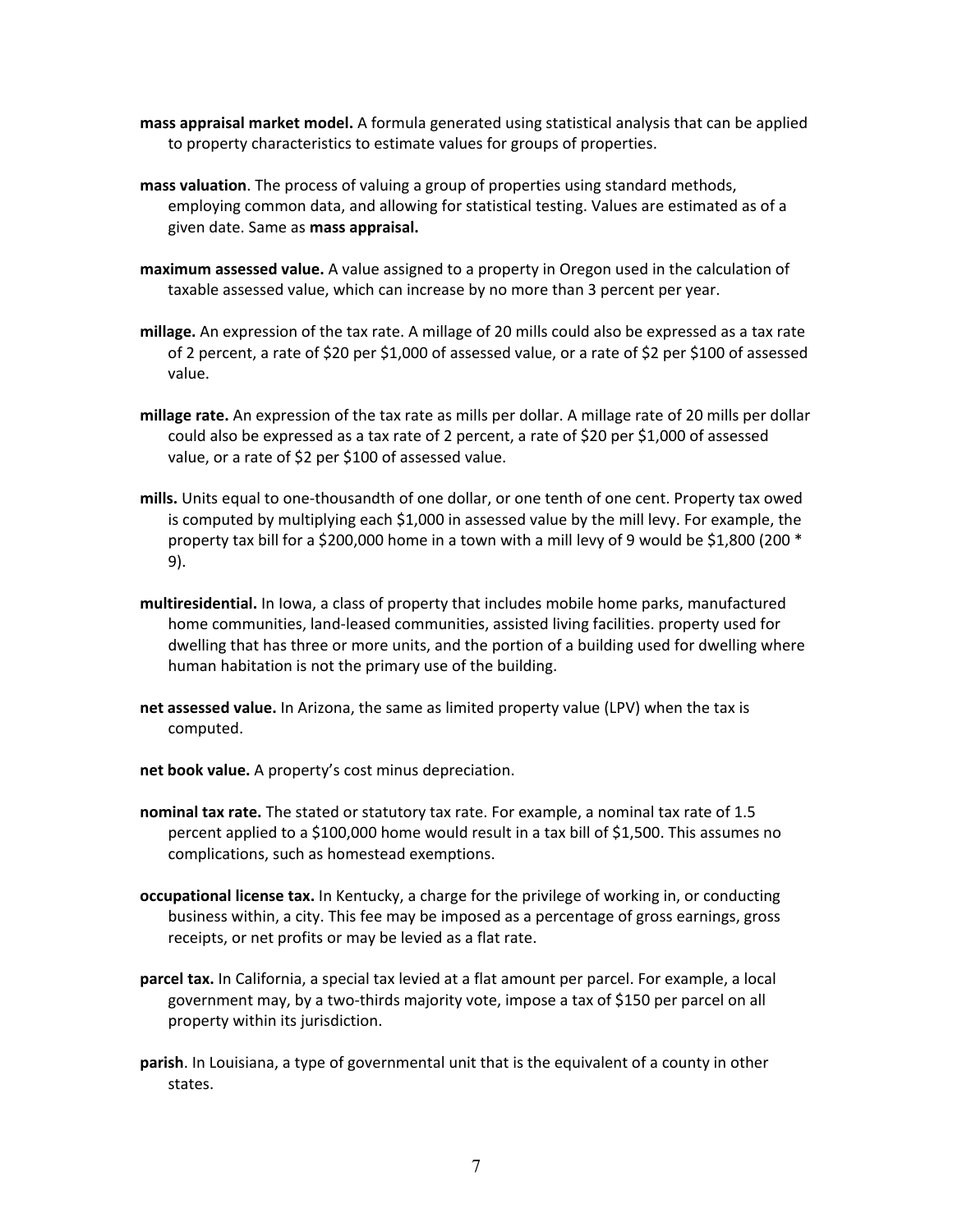**mass appraisal market model.** A formula generated using statistical analysis that can be applied to property characteristics to estimate values for groups of properties.

**mass valuation**. The process of valuing a group of properties using standard methods, employing common data, and allowing for statistical testing. Values are estimated as of a given date. Same as **mass appraisal.**

**maximum assessed value.** A value assigned to a property in Oregon used in the calculation of taxable assessed value, which can increase by no more than 3 percent per year.

**millage.** An expression of the tax rate. A millage of 20 mills could also be expressed as a tax rate of 2 percent, a rate of $20 per $1,000 of assessed value, or a rate of $2 per $100 of assessed value.

**millage rate.** An expression of the tax rate as mills per dollar. A millage rate of 20 mills per dollar could also be expressed as a tax rate of 2 percent, a rate of $20 per $1,000 of assessed value, or a rate of $2 per $100 of assessed value.

**mills.** Units equal to one-thousandth of one dollar, or one tenth of one cent. Property tax owed is computed by multiplying each $1,000 in assessed value by the mill levy. For example, the property tax bill for a $200,000 home in a town with a mill levy of 9 would be $1,800 (200 * 9).

**multiresidential.** In Iowa, a class of property that includes mobile home parks, manufactured home communities, land-leased communities, assisted living facilities. property used for dwelling that has three or more units, and the portion of a building used for dwelling where human habitation is not the primary use of the building.

**net assessed value.** In Arizona, the same as limited property value (LPV) when the tax is computed.

**net book value.** A property's cost minus depreciation.

**nominal tax rate.** The stated or statutory tax rate. For example, a nominal tax rate of 1.5 percent applied to a $100,000 home would result in a tax bill of $1,500. This assumes no complications, such as homestead exemptions.

**occupational license tax.** In Kentucky, a charge for the privilege of working in, or conducting business within, a city. This fee may be imposed as a percentage of gross earnings, gross receipts, or net profits or may be levied as a flat rate.

**parcel tax.** In California, a special tax levied at a flat amount per parcel. For example, a local government may, by a two-thirds majority vote, impose a tax of $150 per parcel on all property within its jurisdiction.

**parish**. In Louisiana, a type of governmental unit that is the equivalent of a county in other states.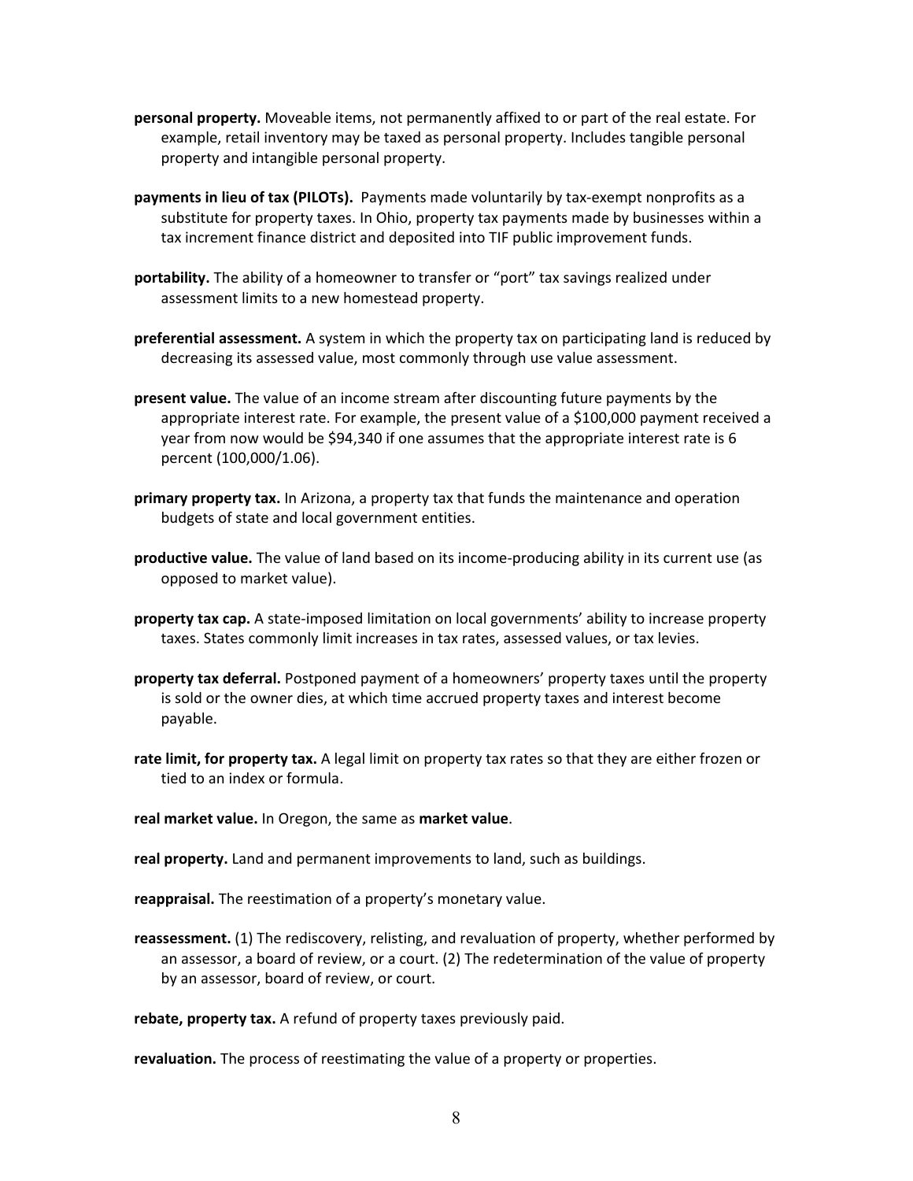**personal property.** Moveable items, not permanently affixed to or part of the real estate. For example, retail inventory may be taxed as personal property. Includes tangible personal property and intangible personal property.

**payments in lieu of tax (PILOTs).** Payments made voluntarily by tax-exempt nonprofits as a substitute for property taxes. In Ohio, property tax payments made by businesses within a tax increment finance district and deposited into TIF public improvement funds.

**portability.** The ability of a homeowner to transfer or "port" tax savings realized under assessment limits to a new homestead property.

**preferential assessment.** A system in which the property tax on participating land is reduced by decreasing its assessed value, most commonly through use value assessment.

**present value.** The value of an income stream after discounting future payments by the appropriate interest rate. For example, the present value of a $100,000 payment received a year from now would be $94,340 if one assumes that the appropriate interest rate is 6 percent (100,000/1.06).

**primary property tax.** In Arizona, a property tax that funds the maintenance and operation budgets of state and local government entities.

**productive value.** The value of land based on its income-producing ability in its current use (as opposed to market value).

**property tax cap.** A state-imposed limitation on local governments' ability to increase property taxes. States commonly limit increases in tax rates, assessed values, or tax levies.

**property tax deferral.** Postponed payment of a homeowners' property taxes until the property is sold or the owner dies, at which time accrued property taxes and interest become payable.

**rate limit, for property tax.** A legal limit on property tax rates so that they are either frozen or tied to an index or formula.

**real market value.** In Oregon, the same as **market value**.

**real property.** Land and permanent improvements to land, such as buildings.

**reappraisal.** The reestimation of a property's monetary value.

**reassessment.** (1) The rediscovery, relisting, and revaluation of property, whether performed by an assessor, a board of review, or a court. (2) The redetermination of the value of property by an assessor, board of review, or court.

**rebate, property tax.** A refund of property taxes previously paid.

**revaluation.** The process of reestimating the value of a property or properties.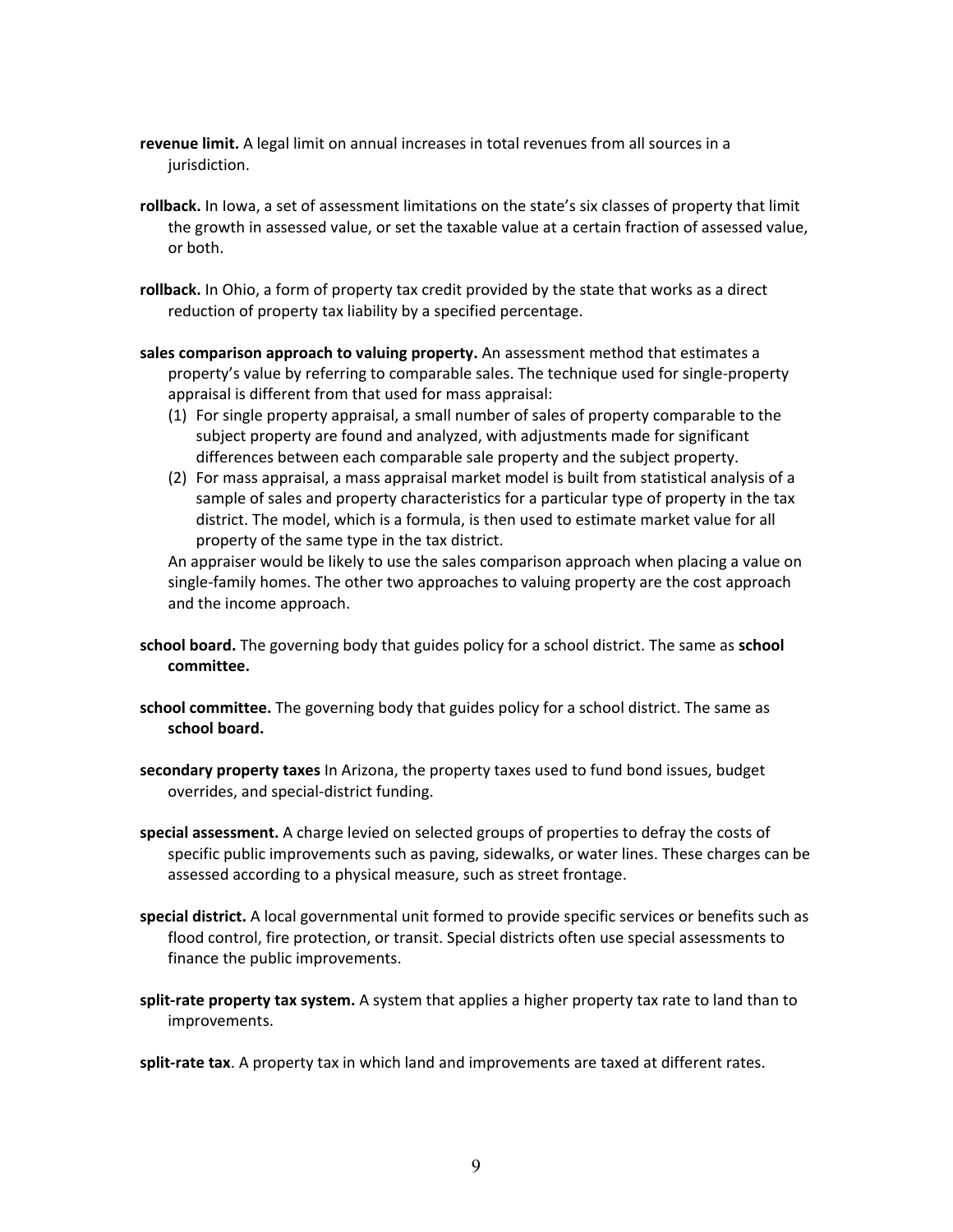**revenue limit.** A legal limit on annual increases in total revenues from all sources in a jurisdiction.

**rollback.** In Iowa, a set of assessment limitations on the state's six classes of property that limit the growth in assessed value, or set the taxable value at a certain fraction of assessed value, or both.

**rollback.** In Ohio, a form of property tax credit provided by the state that works as a direct reduction of property tax liability by a specified percentage.

**sales comparison approach to valuing property.** An assessment method that estimates a property's value by referring to comparable sales. The technique used for single-property appraisal is different from that used for mass appraisal:

(1) For single property appraisal, a small number of sales of property comparable to the subject property are found and analyzed, with adjustments made for significant differences between each comparable sale property and the subject property.

(2) For mass appraisal, a mass appraisal market model is built from statistical analysis of a sample of sales and property characteristics for a particular type of property in the tax district. The model, which is a formula, is then used to estimate market value for all property of the same type in the tax district.

An appraiser would be likely to use the sales comparison approach when placing a value on single-family homes. The other two approaches to valuing property are the cost approach and the income approach.

**school board.** The governing body that guides policy for a school district. The same as **school committee.**

**school committee.** The governing body that guides policy for a school district. The same as **school board.**

**secondary property taxes** In Arizona, the property taxes used to fund bond issues, budget overrides, and special-district funding.

**special assessment.** A charge levied on selected groups of properties to defray the costs of specific public improvements such as paving, sidewalks, or water lines. These charges can be assessed according to a physical measure, such as street frontage.

**special district.** A local governmental unit formed to provide specific services or benefits such as flood control, fire protection, or transit. Special districts often use special assessments to finance the public improvements.

**split-rate property tax system.** A system that applies a higher property tax rate to land than to improvements.

**split-rate tax**. A property tax in which land and improvements are taxed at different rates.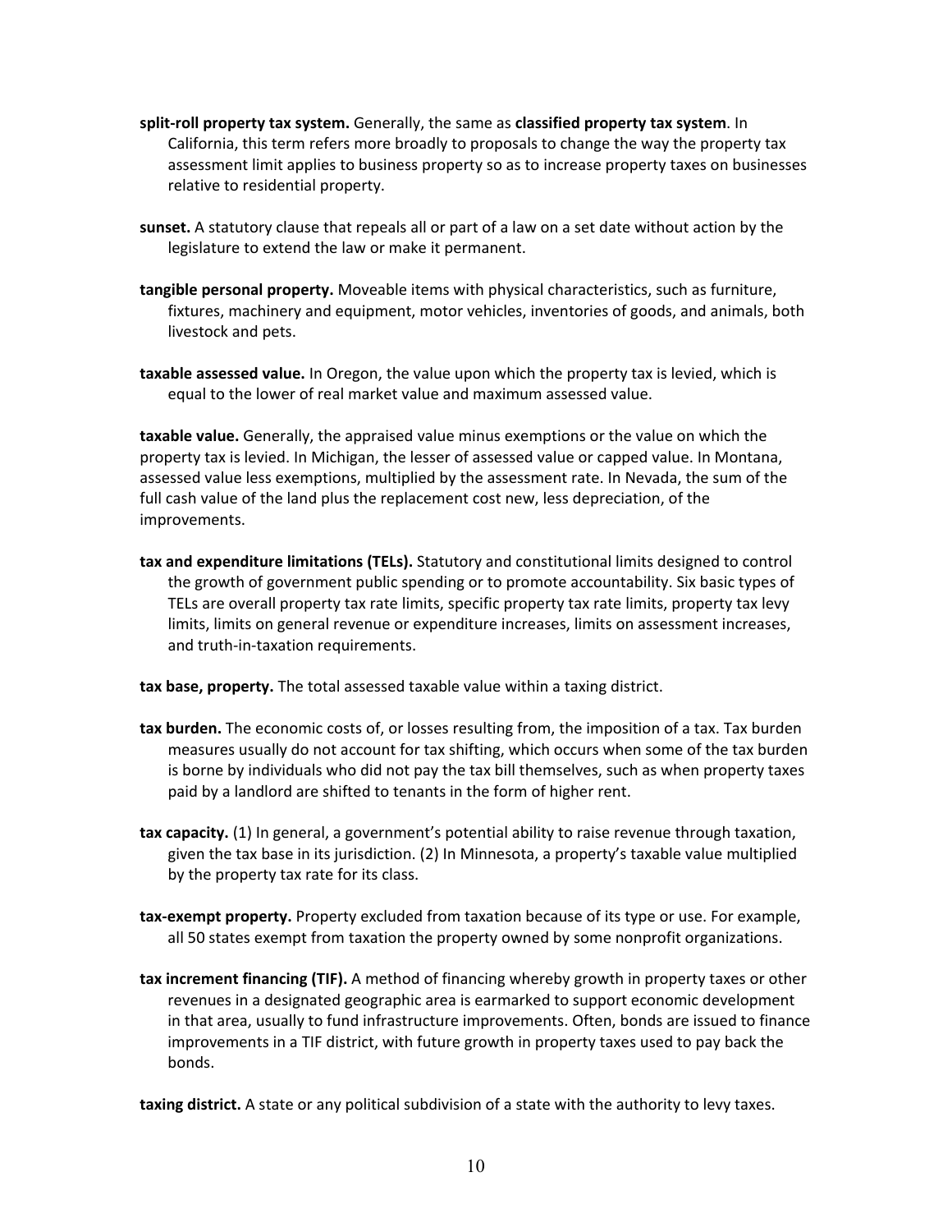**split-roll property tax system.** Generally, the same as **classified property tax system**. In California, this term refers more broadly to proposals to change the way the property tax assessment limit applies to business property so as to increase property taxes on businesses relative to residential property.

**sunset.** A statutory clause that repeals all or part of a law on a set date without action by the legislature to extend the law or make it permanent.

**tangible personal property.** Moveable items with physical characteristics, such as furniture, fixtures, machinery and equipment, motor vehicles, inventories of goods, and animals, both livestock and pets.

**taxable assessed value.** In Oregon, the value upon which the property tax is levied, which is equal to the lower of real market value and maximum assessed value.

**taxable value.** Generally, the appraised value minus exemptions or the value on which the property tax is levied. In Michigan, the lesser of assessed value or capped value. In Montana, assessed value less exemptions, multiplied by the assessment rate. In Nevada, the sum of the full cash value of the land plus the replacement cost new, less depreciation, of the improvements.

**tax and expenditure limitations (TELs).** Statutory and constitutional limits designed to control the growth of government public spending or to promote accountability. Six basic types of TELs are overall property tax rate limits, specific property tax rate limits, property tax levy limits, limits on general revenue or expenditure increases, limits on assessment increases, and truth-in-taxation requirements.

**tax base, property.** The total assessed taxable value within a taxing district.

**tax burden.** The economic costs of, or losses resulting from, the imposition of a tax. Tax burden measures usually do not account for tax shifting, which occurs when some of the tax burden is borne by individuals who did not pay the tax bill themselves, such as when property taxes paid by a landlord are shifted to tenants in the form of higher rent.

**tax capacity.** (1) In general, a government's potential ability to raise revenue through taxation, given the tax base in its jurisdiction. (2) In Minnesota, a property's taxable value multiplied by the property tax rate for its class.

**tax-exempt property.** Property excluded from taxation because of its type or use. For example, all 50 states exempt from taxation the property owned by some nonprofit organizations.

**tax increment financing (TIF).** A method of financing whereby growth in property taxes or other revenues in a designated geographic area is earmarked to support economic development in that area, usually to fund infrastructure improvements. Often, bonds are issued to finance improvements in a TIF district, with future growth in property taxes used to pay back the bonds.

**taxing district.** A state or any political subdivision of a state with the authority to levy taxes.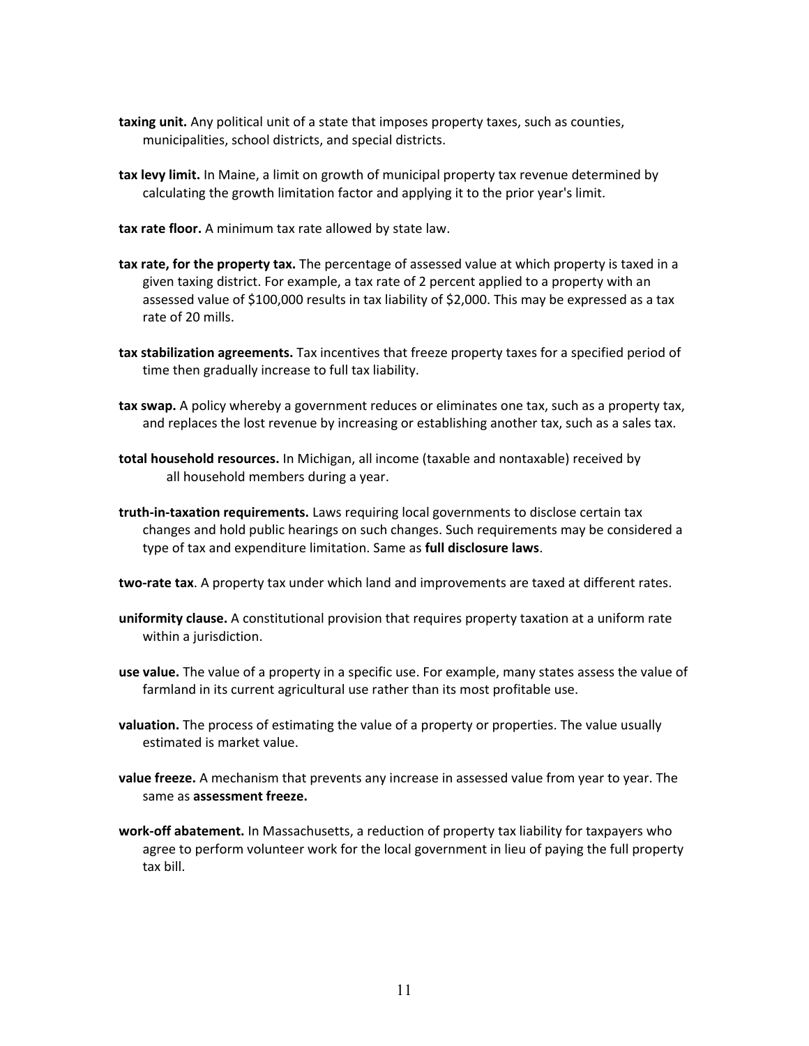**taxing unit.** Any political unit of a state that imposes property taxes, such as counties, municipalities, school districts, and special districts.

**tax levy limit.** In Maine, a limit on growth of municipal property tax revenue determined by calculating the growth limitation factor and applying it to the prior year's limit.

**tax rate floor.** A minimum tax rate allowed by state law.

**tax rate, for the property tax.** The percentage of assessed value at which property is taxed in a given taxing district. For example, a tax rate of 2 percent applied to a property with an assessed value of $100,000 results in tax liability of $2,000. This may be expressed as a tax rate of 20 mills.

**tax stabilization agreements.** Tax incentives that freeze property taxes for a specified period of time then gradually increase to full tax liability.

**tax swap.** A policy whereby a government reduces or eliminates one tax, such as a property tax, and replaces the lost revenue by increasing or establishing another tax, such as a sales tax.

**total household resources.** In Michigan, all income (taxable and nontaxable) received by all household members during a year.

**truth-in-taxation requirements.** Laws requiring local governments to disclose certain tax changes and hold public hearings on such changes. Such requirements may be considered a type of tax and expenditure limitation. Same as **full disclosure laws**.

**two-rate tax**. A property tax under which land and improvements are taxed at different rates.

**uniformity clause.** A constitutional provision that requires property taxation at a uniform rate within a jurisdiction.

**use value.** The value of a property in a specific use. For example, many states assess the value of farmland in its current agricultural use rather than its most profitable use.

**valuation.** The process of estimating the value of a property or properties. The value usually estimated is market value.

**value freeze.** A mechanism that prevents any increase in assessed value from year to year. The same as **assessment freeze.**

**work-off abatement.** In Massachusetts, a reduction of property tax liability for taxpayers who agree to perform volunteer work for the local government in lieu of paying the full property tax bill.